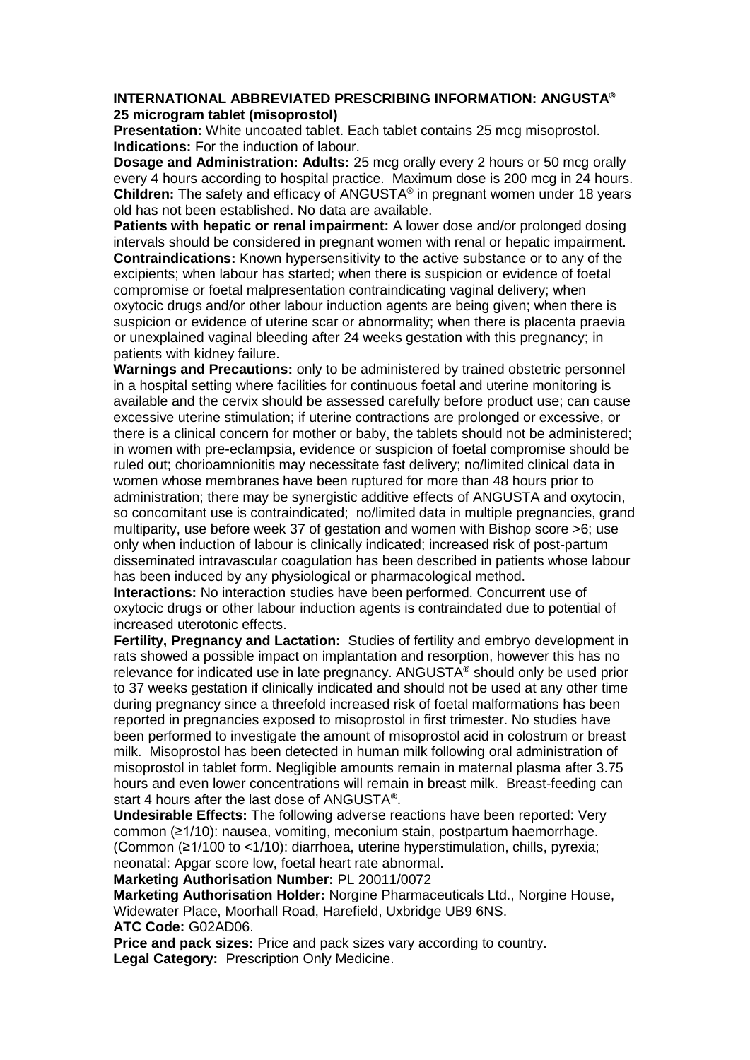**INTERNATIONAL ABBREVIATED PRESCRIBING INFORMATION: ANGUSTA® 25 microgram tablet (misoprostol)**

**Presentation:** White uncoated tablet. Each tablet contains 25 mcg misoprostol.
**Indications:** For the induction of labour.
**Dosage and Administration: Adults:** 25 mcg orally every 2 hours or 50 mcg orally every 4 hours according to hospital practice. Maximum dose is 200 mcg in 24 hours. **Children:** The safety and efficacy of ANGUSTA® in pregnant women under 18 years old has not been established. No data are available.
**Patients with hepatic or renal impairment:** A lower dose and/or prolonged dosing intervals should be considered in pregnant women with renal or hepatic impairment.
**Contraindications:** Known hypersensitivity to the active substance or to any of the excipients; when labour has started; when there is suspicion or evidence of foetal compromise or foetal malpresentation contraindicating vaginal delivery; when oxytocic drugs and/or other labour induction agents are being given; when there is suspicion or evidence of uterine scar or abnormality; when there is placenta praevia or unexplained vaginal bleeding after 24 weeks gestation with this pregnancy; in patients with kidney failure.
**Warnings and Precautions:** only to be administered by trained obstetric personnel in a hospital setting where facilities for continuous foetal and uterine monitoring is available and the cervix should be assessed carefully before product use; can cause excessive uterine stimulation; if uterine contractions are prolonged or excessive, or there is a clinical concern for mother or baby, the tablets should not be administered; in women with pre-eclampsia, evidence or suspicion of foetal compromise should be ruled out; chorioamnionitis may necessitate fast delivery; no/limited clinical data in women whose membranes have been ruptured for more than 48 hours prior to administration; there may be synergistic additive effects of ANGUSTA and oxytocin, so concomitant use is contraindicated; no/limited data in multiple pregnancies, grand multiparity, use before week 37 of gestation and women with Bishop score >6; use only when induction of labour is clinically indicated; increased risk of post-partum disseminated intravascular coagulation has been described in patients whose labour has been induced by any physiological or pharmacological method.
**Interactions:** No interaction studies have been performed. Concurrent use of oxytocic drugs or other labour induction agents is contraindated due to potential of increased uterotonic effects.
**Fertility, Pregnancy and Lactation:** Studies of fertility and embryo development in rats showed a possible impact on implantation and resorption, however this has no relevance for indicated use in late pregnancy. ANGUSTA® should only be used prior to 37 weeks gestation if clinically indicated and should not be used at any other time during pregnancy since a threefold increased risk of foetal malformations has been reported in pregnancies exposed to misoprostol in first trimester. No studies have been performed to investigate the amount of misoprostol acid in colostrum or breast milk. Misoprostol has been detected in human milk following oral administration of misoprostol in tablet form. Negligible amounts remain in maternal plasma after 3.75 hours and even lower concentrations will remain in breast milk. Breast-feeding can start 4 hours after the last dose of ANGUSTA®.
**Undesirable Effects:** The following adverse reactions have been reported: Very common (≥1/10): nausea, vomiting, meconium stain, postpartum haemorrhage. (Common (≥1/100 to <1/10): diarrhoea, uterine hyperstimulation, chills, pyrexia; neonatal: Apgar score low, foetal heart rate abnormal.
**Marketing Authorisation Number:** PL 20011/0072
**Marketing Authorisation Holder:** Norgine Pharmaceuticals Ltd., Norgine House, Widewater Place, Moorhall Road, Harefield, Uxbridge UB9 6NS.
**ATC Code:** G02AD06.
**Price and pack sizes:** Price and pack sizes vary according to country.
**Legal Category:** Prescription Only Medicine.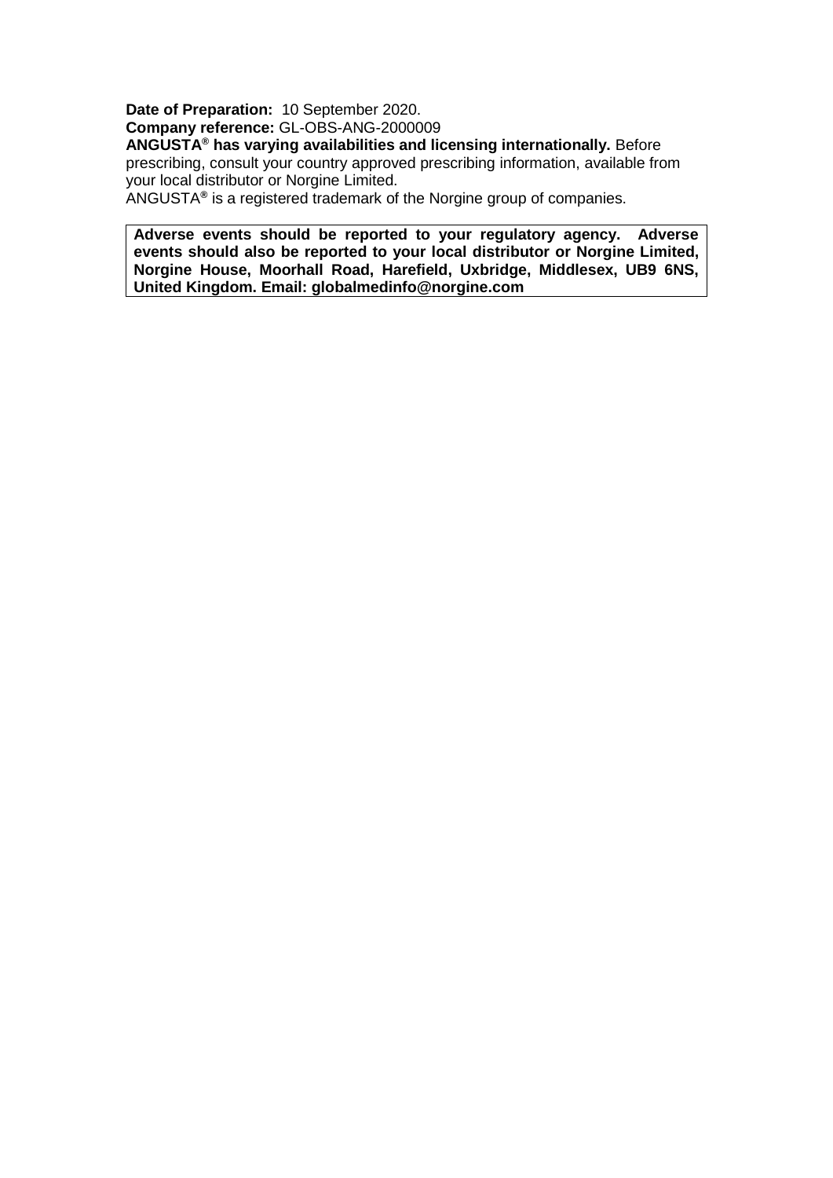**Date of Preparation:** 10 September 2020.
**Company reference:** GL-OBS-ANG-2000009
**ANGUSTA® has varying availabilities and licensing internationally.** Before prescribing, consult your country approved prescribing information, available from your local distributor or Norgine Limited.
ANGUSTA® is a registered trademark of the Norgine group of companies.

**Adverse events should be reported to your regulatory agency. Adverse events should also be reported to your local distributor or Norgine Limited, Norgine House, Moorhall Road, Harefield, Uxbridge, Middlesex, UB9 6NS, United Kingdom. Email: globalmedinfo@norgine.com**